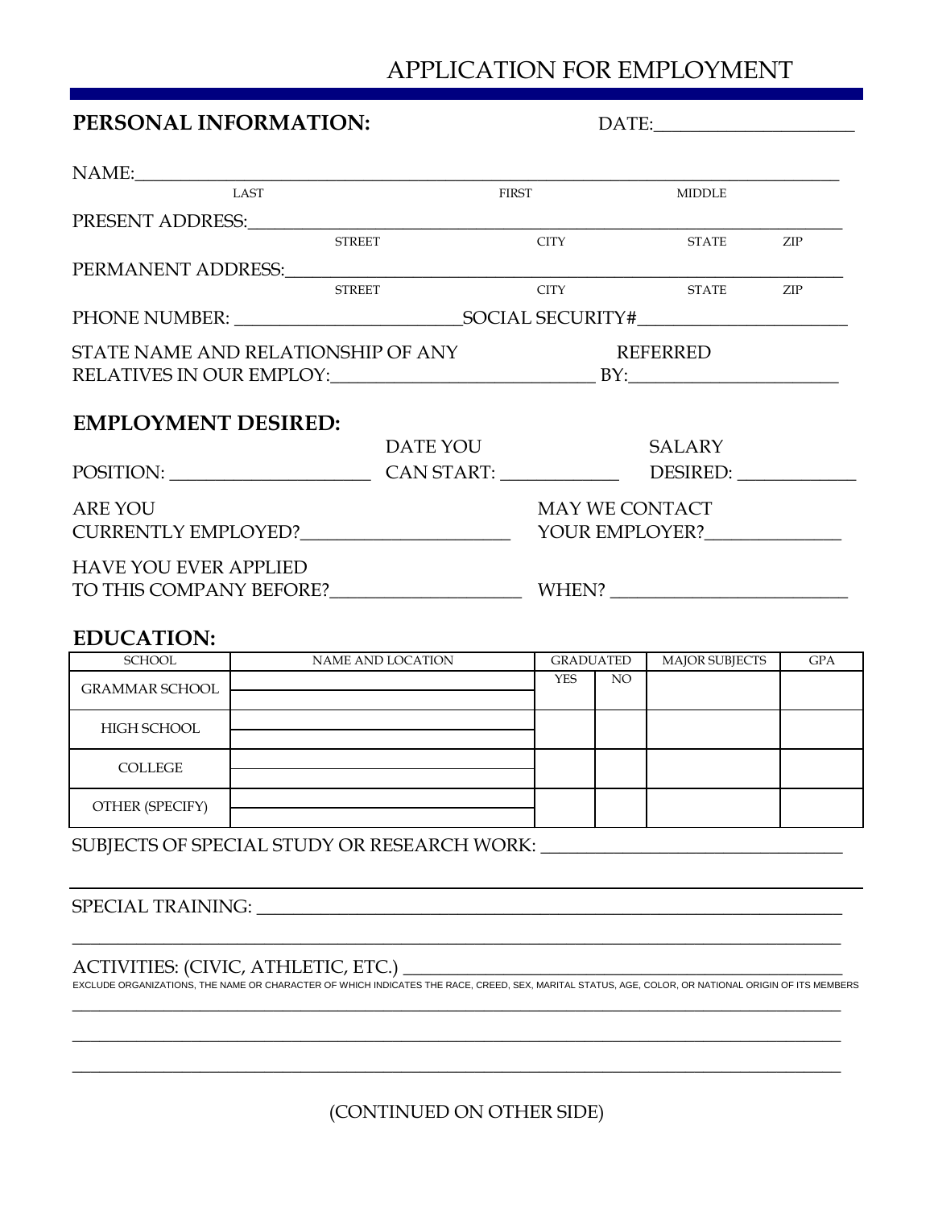# APPLICATION FOR EMPLOYMENT

## PERSONAL INFORMATION:

DATE:______________________

NAME:________________________________________________________________________________
LAST FIRST MIDDLE

PRESENT ADDRESS:_____________________________________________________________________
STREET CITY STATE ZIP

PERMANENT ADDRESS:___________________________________________________________________
STREET CITY STATE ZIP

PHONE NUMBER: _________________________SOCIAL SECURITY#_______________________

STATE NAME AND RELATIONSHIP OF ANY RELATIVES IN OUR EMPLOY:_____________________________ REFERRED BY:________________________

## EMPLOYMENT DESIRED:

POSITION: ______________________ DATE YOU CAN START: _____________ SALARY DESIRED: _____________

ARE YOU CURRENTLY EMPLOYED?_______________________ MAY WE CONTACT YOUR EMPLOYER?_______________

HAVE YOU EVER APPLIED TO THIS COMPANY BEFORE?_____________________ WHEN? __________________________

## EDUCATION:

| SCHOOL | NAME AND LOCATION | GRADUATED | | MAJOR SUBJECTS | GPA |
|---|---|---|---|---|---|
| | | YES | NO | | |
| GRAMMAR SCHOOL | | | | | |
| HIGH SCHOOL | | | | | |
| COLLEGE | | | | | |
| OTHER (SPECIFY) | | | | | |

SUBJECTS OF SPECIAL STUDY OR RESEARCH WORK: __________________________________

SPECIAL TRAINING: ____________________________________________________________________

________________________________________________________________________________________

ACTIVITIES: (CIVIC, ATHLETIC, ETC.) __________________________________________________

EXCLUDE ORGANIZATIONS, THE NAME OR CHARACTER OF WHICH INDICATES THE RACE, CREED, SEX, MARITAL STATUS, AGE, COLOR, OR NATIONAL ORIGIN OF ITS MEMBERS

________________________________________________________________________________________

________________________________________________________________________________________

________________________________________________________________________________________

(CONTINUED ON OTHER SIDE)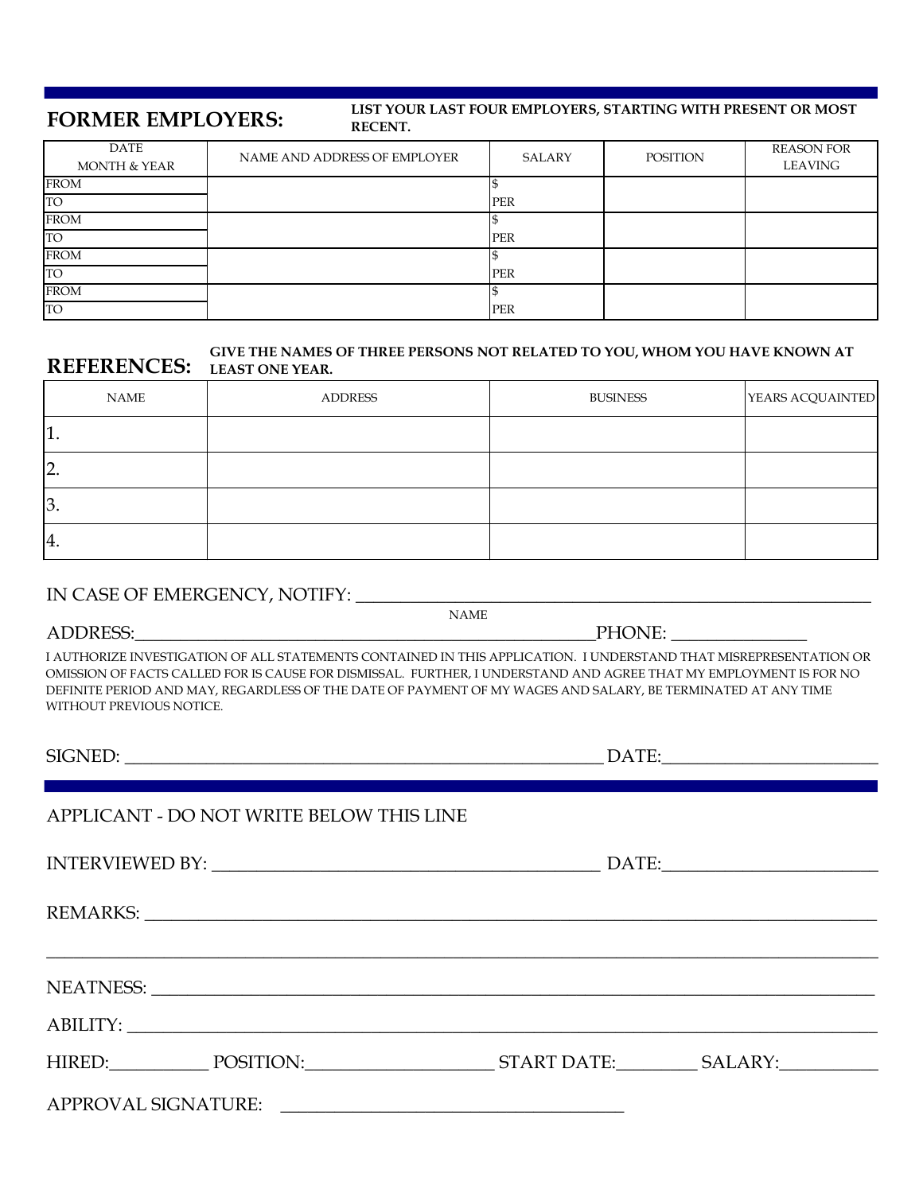## FORMER EMPLOYERS:

**LIST YOUR LAST FOUR EMPLOYERS, STARTING WITH PRESENT OR MOST RECENT.**

| DATE MONTH & YEAR | NAME AND ADDRESS OF EMPLOYER | SALARY | POSITION | REASON FOR LEAVING |
|---|---|---|---|---|
| FROM | | $ | | |
| TO | | PER | | |
| FROM | | $ | | |
| TO | | PER | | |
| FROM | | $ | | |
| TO | | PER | | |
| FROM | | $ | | |
| TO | | PER | | |

## REFERENCES:

**GIVE THE NAMES OF THREE PERSONS NOT RELATED TO YOU, WHOM YOU HAVE KNOWN AT LEAST ONE YEAR.**

| NAME | ADDRESS | BUSINESS | YEARS ACQUAINTED |
|---|---|---|---|
| 1. | | | |
| 2. | | | |
| 3. | | | |
| 4. | | | |

IN CASE OF EMERGENCY, NOTIFY: ____________________________________________________________

NAME

ADDRESS:_____________________________________________________PHONE: _______________

I AUTHORIZE INVESTIGATION OF ALL STATEMENTS CONTAINED IN THIS APPLICATION. I UNDERSTAND THAT MISREPRESENTATION OR OMISSION OF FACTS CALLED FOR IS CAUSE FOR DISMISSAL. FURTHER, I UNDERSTAND AND AGREE THAT MY EMPLOYMENT IS FOR NO DEFINITE PERIOD AND MAY, REGARDLESS OF THE DATE OF PAYMENT OF MY WAGES AND SALARY, BE TERMINATED AT ANY TIME WITHOUT PREVIOUS NOTICE.

SIGNED: _______________________________________________________ DATE:________________________

APPLICANT - DO NOT WRITE BELOW THIS LINE

INTERVIEWED BY: ____________________________________________ DATE:________________________

REMARKS: _____________________________________________________________________________

______________________________________________________________________________________

NEATNESS: ____________________________________________________________________________

ABILITY: _______________________________________________________________________________

HIRED:___________ POSITION:_____________________ START DATE:_________ SALARY:___________

APPROVAL SIGNATURE: ______________________________________